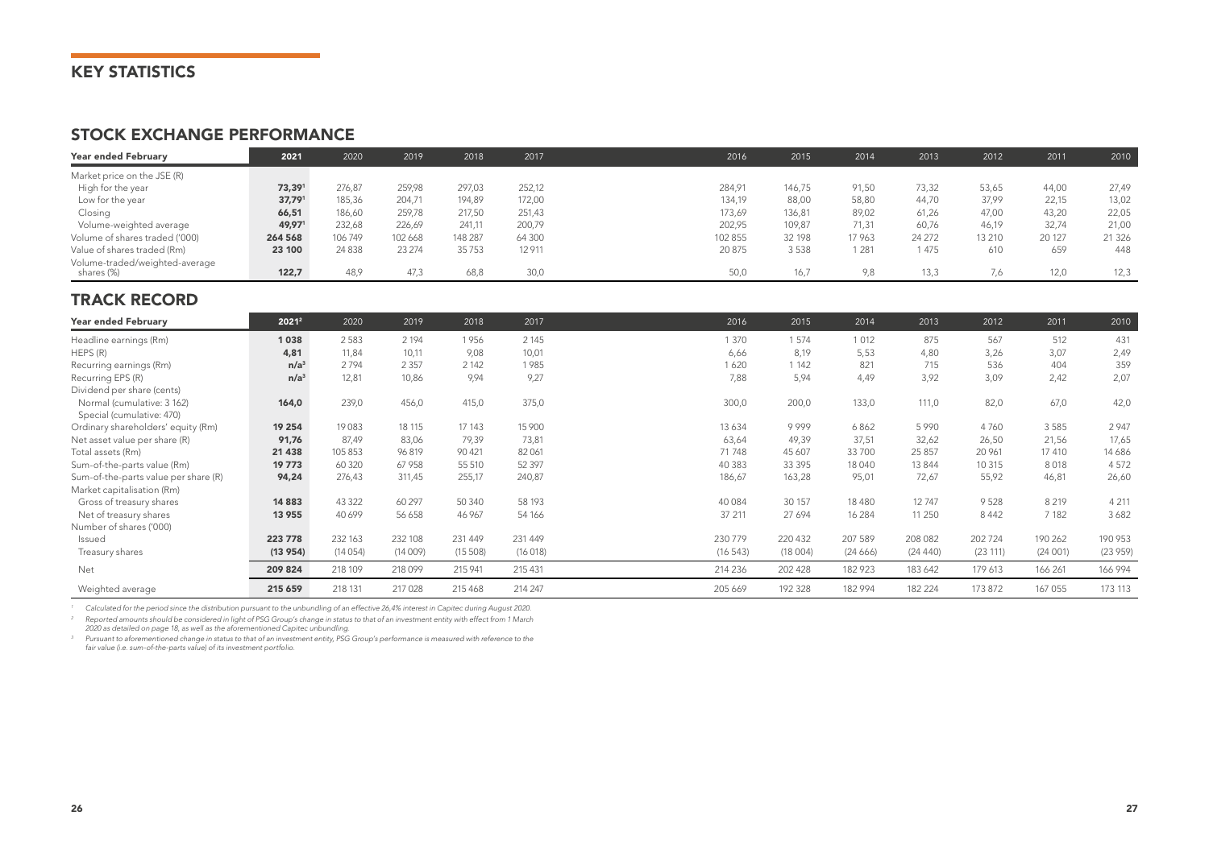# KEY STATISTICS

## STOCK EXCHANGE PERFORMANCE

| Year ended February | 2021 | 2020 | 2019 | 2018 | 2017 | 2016 | 2015 | 2014 | 2013 | 2012 | 2011 | 2010 |
|---|---|---|---|---|---|---|---|---|---|---|---|---|
| Market price on the JSE (R) | | | | | | | | | | | | |
| High for the year | **73,39**[1] | 276,87 | 259,98 | 297,03 | 252,12 | 284,91 | 146,75 | 91,50 | 73,32 | 53,65 | 44,00 | 27,49 |
| Low for the year | **37,79**[1] | 185,36 | 204,71 | 194,89 | 172,00 | 134,19 | 88,00 | 58,80 | 44,70 | 37,99 | 22,15 | 13,02 |
| Closing | **66,51** | 186,60 | 259,78 | 217,50 | 251,43 | 173,69 | 136,81 | 89,02 | 61,26 | 47,00 | 43,20 | 22,05 |
| Volume-weighted average | **49,97**[1] | 232,68 | 226,69 | 241,11 | 200,79 | 202,95 | 109,87 | 71,31 | 60,76 | 46,19 | 32,74 | 21,00 |
| Volume of shares traded ('000) | **264 568** | 106 749 | 102 668 | 148 287 | 64 300 | 102 855 | 32 198 | 17 963 | 24 272 | 13 210 | 20 127 | 21 326 |
| Value of shares traded (Rm) | **23 100** | 24 838 | 23 274 | 35 753 | 12 911 | 20 875 | 3 538 | 1 281 | 1 475 | 610 | 659 | 448 |
| Volume-traded/weighted-average shares (%) | **122,7** | 48,9 | 47,3 | 68,8 | 30,0 | 50,0 | 16,7 | 9,8 | 13,3 | 7,6 | 12,0 | 12,3 |

## TRACK RECORD

| Year ended February | 2021[2] | 2020 | 2019 | 2018 | 2017 | 2016 | 2015 | 2014 | 2013 | 2012 | 2011 | 2010 |
|---|---|---|---|---|---|---|---|---|---|---|---|---|
| Headline earnings (Rm) | **1 038** | 2 583 | 2 194 | 1 956 | 2 145 | 1 370 | 1 574 | 1 012 | 875 | 567 | 512 | 431 |
| HEPS (R) | **4,81** | 11,84 | 10,11 | 9,08 | 10,01 | 6,66 | 8,19 | 5,53 | 4,80 | 3,26 | 3,07 | 2,49 |
| Recurring earnings (Rm) | **n/a**[3] | 2 794 | 2 357 | 2 142 | 1 985 | 1 620 | 1 142 | 821 | 715 | 536 | 404 | 359 |
| Recurring EPS (R) | **n/a**[3] | 12,81 | 10,86 | 9,94 | 9,27 | 7,88 | 5,94 | 4,49 | 3,92 | 3,09 | 2,42 | 2,07 |
| Dividend per share (cents) | | | | | | | | | | | | |
| Normal (cumulative: 3 162) Special (cumulative: 470) | **164,0** | 239,0 | 456,0 | 415,0 | 375,0 | 300,0 | 200,0 | 133,0 | 111,0 | 82,0 | 67,0 | 42,0 |
| Ordinary shareholders' equity (Rm) | **19 254** | 19 083 | 18 115 | 17 143 | 15 900 | 13 634 | 9 999 | 6 862 | 5 990 | 4 760 | 3 585 | 2 947 |
| Net asset value per share (R) | **91,76** | 87,49 | 83,06 | 79,39 | 73,81 | 63,64 | 49,39 | 37,51 | 32,62 | 26,50 | 21,56 | 17,65 |
| Total assets (Rm) | **21 438** | 105 853 | 96 819 | 90 421 | 82 061 | 71 748 | 45 607 | 33 700 | 25 857 | 20 961 | 17 410 | 14 686 |
| Sum-of-the-parts value (Rm) | **19 773** | 60 320 | 67 958 | 55 510 | 52 397 | 40 383 | 33 395 | 18 040 | 13 844 | 10 315 | 8 018 | 4 572 |
| Sum-of-the-parts value per share (R) | **94,24** | 276,43 | 311,45 | 255,17 | 240,87 | 186,67 | 163,28 | 95,01 | 72,67 | 55,92 | 46,81 | 26,60 |
| Market capitalisation (Rm) | | | | | | | | | | | | |
| Gross of treasury shares | **14 883** | 43 322 | 60 297 | 50 340 | 58 193 | 40 084 | 30 157 | 18 480 | 12 747 | 9 528 | 8 219 | 4 211 |
| Net of treasury shares | **13 955** | 40 699 | 56 658 | 46 967 | 54 166 | 37 211 | 27 694 | 16 284 | 11 250 | 8 442 | 7 182 | 3 682 |
| Number of shares ('000) | | | | | | | | | | | | |
| Issued | **223 778** | 232 163 | 232 108 | 231 449 | 231 449 | 230 779 | 220 432 | 207 589 | 208 082 | 202 724 | 190 262 | 190 953 |
| Treasury shares | **(13 954)** | (14 054) | (14 009) | (15 508) | (16 018) | (16 543) | (18 004) | (24 666) | (24 440) | (23 111) | (24 001) | (23 959) |
| Net | **209 824** | 218 109 | 218 099 | 215 941 | 215 431 | 214 236 | 202 428 | 182 923 | 183 642 | 179 613 | 166 261 | 166 994 |
| Weighted average | **215 659** | 218 131 | 217 028 | 215 468 | 214 247 | 205 669 | 192 328 | 182 994 | 182 224 | 173 872 | 167 055 | 173 113 |

[1] *Calculated for the period since the distribution pursuant to the unbundling of an effective 26,4% interest in Capitec during August 2020.*

[2] *Reported amounts should be considered in light of PSG Group's change in status to that of an investment entity with effect from 1 March 2020 as detailed on page 18, as well as the aforementioned Capitec unbundling.*

[3] *Pursuant to aforementioned change in status to that of an investment entity, PSG Group's performance is measured with reference to the fair value (i.e. sum-of-the-parts value) of its investment portfolio.*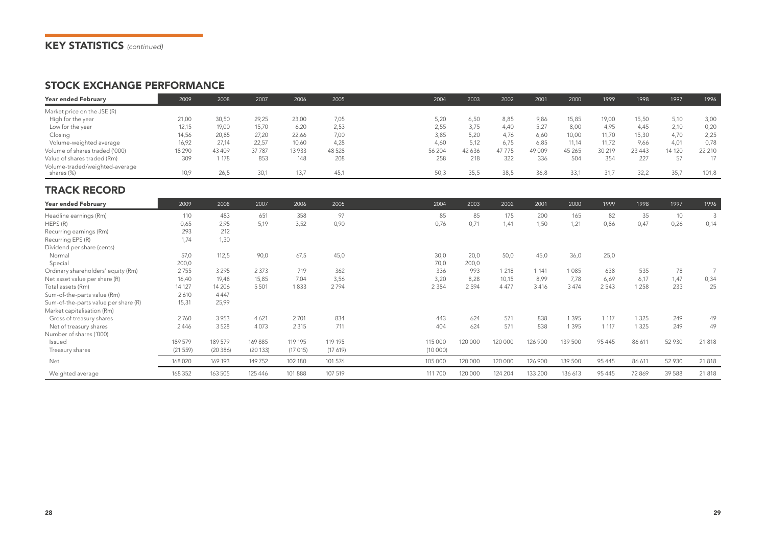## KEY STATISTICS *(continued)*

## STOCK EXCHANGE PERFORMANCE

| Year ended February | 2009 | 2008 | 2007 | 2006 | 2005 | 2004 | 2003 | 2002 | 2001 | 2000 | 1999 | 1998 | 1997 | 1996 |
|---|---|---|---|---|---|---|---|---|---|---|---|---|---|---|
| Market price on the JSE (R) | | | | | | | | | | | | | | |
| High for the year | 21,00 | 30,50 | 29,25 | 23,00 | 7,05 | 5,20 | 6,50 | 8,85 | 9,86 | 15,85 | 19,00 | 15,50 | 5,10 | 3,00 |
| Low for the year | 12,15 | 19,00 | 15,70 | 6,20 | 2,53 | 2,55 | 3,75 | 4,40 | 5,27 | 8,00 | 4,95 | 4,45 | 2,10 | 0,20 |
| Closing | 14,56 | 20,85 | 27,20 | 22,66 | 7,00 | 3,85 | 5,20 | 4,76 | 6,60 | 10,00 | 11,70 | 15,30 | 4,70 | 2,25 |
| Volume-weighted average | 16,92 | 27,14 | 22,57 | 10,60 | 4,28 | 4,60 | 5,12 | 6,75 | 6,85 | 11,14 | 11,72 | 9,66 | 4,01 | 0,78 |
| Volume of shares traded ('000) | 18 290 | 43 409 | 37 787 | 13 933 | 48 528 | 56 204 | 42 636 | 47 775 | 49 009 | 45 265 | 30 219 | 23 443 | 14 120 | 22 210 |
| Value of shares traded (Rm) | 309 | 1 178 | 853 | 148 | 208 | 258 | 218 | 322 | 336 | 504 | 354 | 227 | 57 | 17 |
| Volume-traded/weighted-average shares (%) | 10,9 | 26,5 | 30,1 | 13,7 | 45,1 | 50,3 | 35,5 | 38,5 | 36,8 | 33,1 | 31,7 | 32,2 | 35,7 | 101,8 |

## TRACK RECORD

| Year ended February | 2009 | 2008 | 2007 | 2006 | 2005 | 2004 | 2003 | 2002 | 2001 | 2000 | 1999 | 1998 | 1997 | 1996 |
|---|---|---|---|---|---|---|---|---|---|---|---|---|---|---|
| Headline earnings (Rm) | 110 | 483 | 651 | 358 | 97 | 85 | 85 | 175 | 200 | 165 | 82 | 35 | 10 | 3 |
| HEPS (R) | 0,65 | 2,95 | 5,19 | 3,52 | 0,90 | 0,76 | 0,71 | 1,41 | 1,50 | 1,21 | 0,86 | 0,47 | 0,26 | 0,14 |
| Recurring earnings (Rm) | 293 | 212 | | | | | | | | | | | | |
| Recurring EPS (R) | 1,74 | 1,30 | | | | | | | | | | | | |
| Dividend per share (cents) | | | | | | | | | | | | | | |
| Normal | 57,0 | 112,5 | 90,0 | 67,5 | 45,0 | 30,0 | 20,0 | 50,0 | 45,0 | 36,0 | 25,0 | | | |
| Special | 200,0 | | | | | 70,0 | 200,0 | | | | | | | |
| Ordinary shareholders' equity (Rm) | 2 755 | 3 295 | 2 373 | 719 | 362 | 336 | 993 | 1 218 | 1 141 | 1 085 | 638 | 535 | 78 | 7 |
| Net asset value per share (R) | 16,40 | 19,48 | 15,85 | 7,04 | 3,56 | 3,20 | 8,28 | 10,15 | 8,99 | 7,78 | 6,69 | 6,17 | 1,47 | 0,34 |
| Total assets (Rm) | 14 127 | 14 206 | 5 501 | 1 833 | 2 794 | 2 384 | 2 594 | 4 477 | 3 416 | 3 474 | 2 543 | 1 258 | 233 | 25 |
| Sum-of-the-parts value (Rm) | 2 610 | 4 447 | | | | | | | | | | | | |
| Sum-of-the-parts value per share (R) | 15,31 | 25,99 | | | | | | | | | | | | |
| Market capitalisation (Rm) | | | | | | | | | | | | | | |
| Gross of treasury shares | 2 760 | 3 953 | 4 621 | 2 701 | 834 | 443 | 624 | 571 | 838 | 1 395 | 1 117 | 1 325 | 249 | 49 |
| Net of treasury shares | 2 446 | 3 528 | 4 073 | 2 315 | 711 | 404 | 624 | 571 | 838 | 1 395 | 1 117 | 1 325 | 249 | 49 |
| Number of shares ('000) | | | | | | | | | | | | | | |
| Issued | 189 579 | 189 579 | 169 885 | 119 195 | 119 195 | 115 000 | 120 000 | 120 000 | 126 900 | 139 500 | 95 445 | 86 611 | 52 930 | 21 818 |
| Treasury shares | (21 559) | (20 386) | (20 133) | (17 015) | (17 619) | (10 000) | | | | | | | | |
| Net | 168 020 | 169 193 | 149 752 | 102 180 | 101 576 | 105 000 | 120 000 | 120 000 | 126 900 | 139 500 | 95 445 | 86 611 | 52 930 | 21 818 |
| Weighted average | 168 352 | 163 505 | 125 446 | 101 888 | 107 519 | 111 700 | 120 000 | 124 204 | 133 200 | 136 613 | 95 445 | 72 869 | 39 588 | 21 818 |